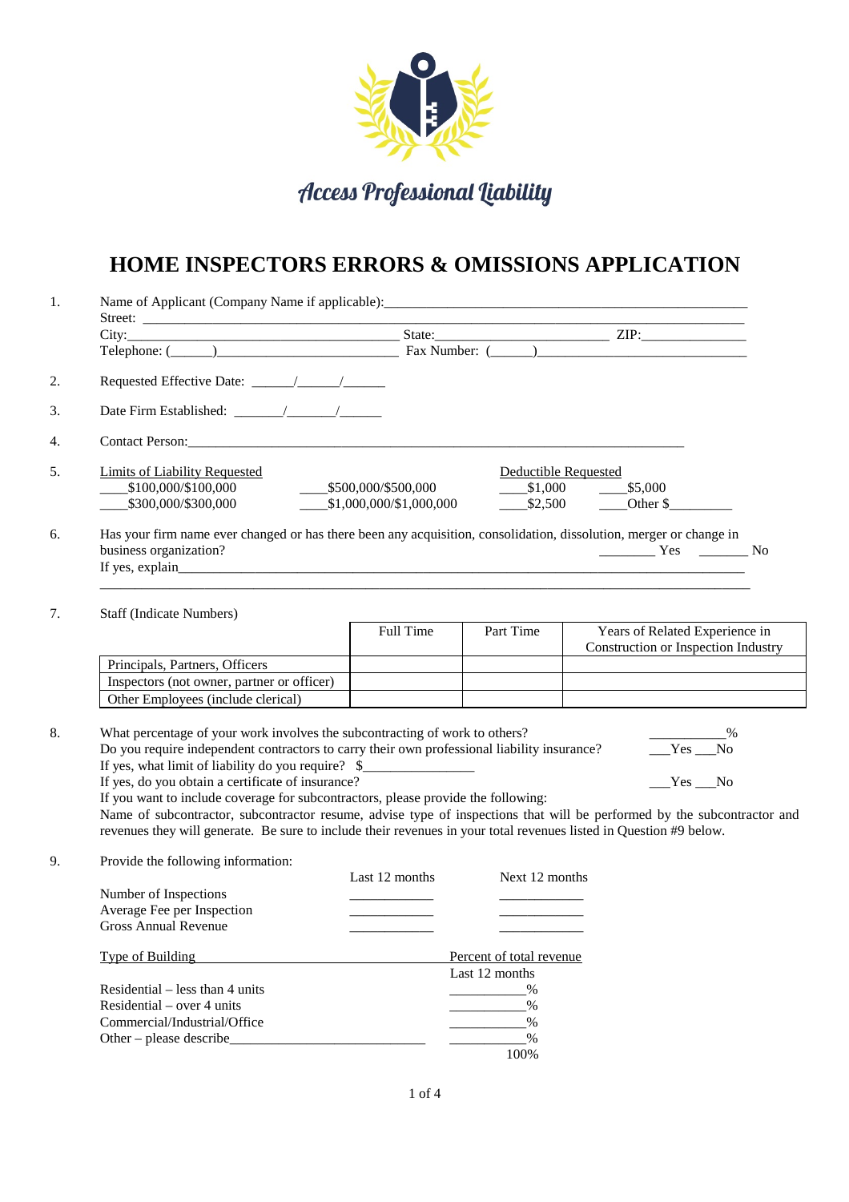Access Professional Liability

# HOME INSPECTORS ERRORS & OMISSIONS APPLICATION

1. Name of Applicant (Company Name if applicable):_______________________________________________________
   Street: ___________________________________________________________________________________________
   City:_________________________________________ State:________________________ ZIP:_______________
   Telephone: (______)_________________________ Fax Number: (______)_______________________________

2. Requested Effective Date: ______/______/______

3. Date Firm Established: _______/_______/______

4. Contact Person:_______________________________________________________________________________

5. Limits of Liability Requested
   ____$100,000/$100,000 ____$500,000/$500,000
   ____$300,000/$300,000 ____$1,000,000/$1,000,000

   Deductible Requested
   ____$1,000 ____$5,000
   ____$2,500 ____Other $_________

6. Has your firm name ever changed or has there been any acquisition, consolidation, dissolution, merger or change in business organization? ________ Yes _______ No
   If yes, explain_____________________________________________________________________________
   ___________________________________________________________________________________________

7. Staff (Indicate Numbers)

| | Full Time | Part Time | Years of Related Experience in Construction or Inspection Industry |
|---|---|---|---|
| Principals, Partners, Officers | | | |
| Inspectors (not owner, partner or officer) | | | |
| Other Employees (include clerical) | | | |

8. What percentage of your work involves the subcontracting of work to others? ___________%
   Do you require independent contractors to carry their own professional liability insurance? ___Yes ___No
   If yes, what limit of liability do you require? $________________
   If yes, do you obtain a certificate of insurance? ___Yes ___No
   If you want to include coverage for subcontractors, please provide the following:
   Name of subcontractor, subcontractor resume, advise type of inspections that will be performed by the subcontractor and revenues they will generate. Be sure to include their revenues in your total revenues listed in Question #9 below.

9. Provide the following information:

| | Last 12 months | Next 12 months |
|---|---|---|
| Number of Inspections | ____________ | ____________ |
| Average Fee per Inspection | ____________ | ____________ |
| Gross Annual Revenue | ____________ | ____________ |

| Type of Building | Percent of total revenue Last 12 months |
|---|---|
| Residential – less than 4 units | ___________% |
| Residential – over 4 units | ___________% |
| Commercial/Industrial/Office | ___________% |
| Other – please describe_____________________________ | ___________% |
| | 100% |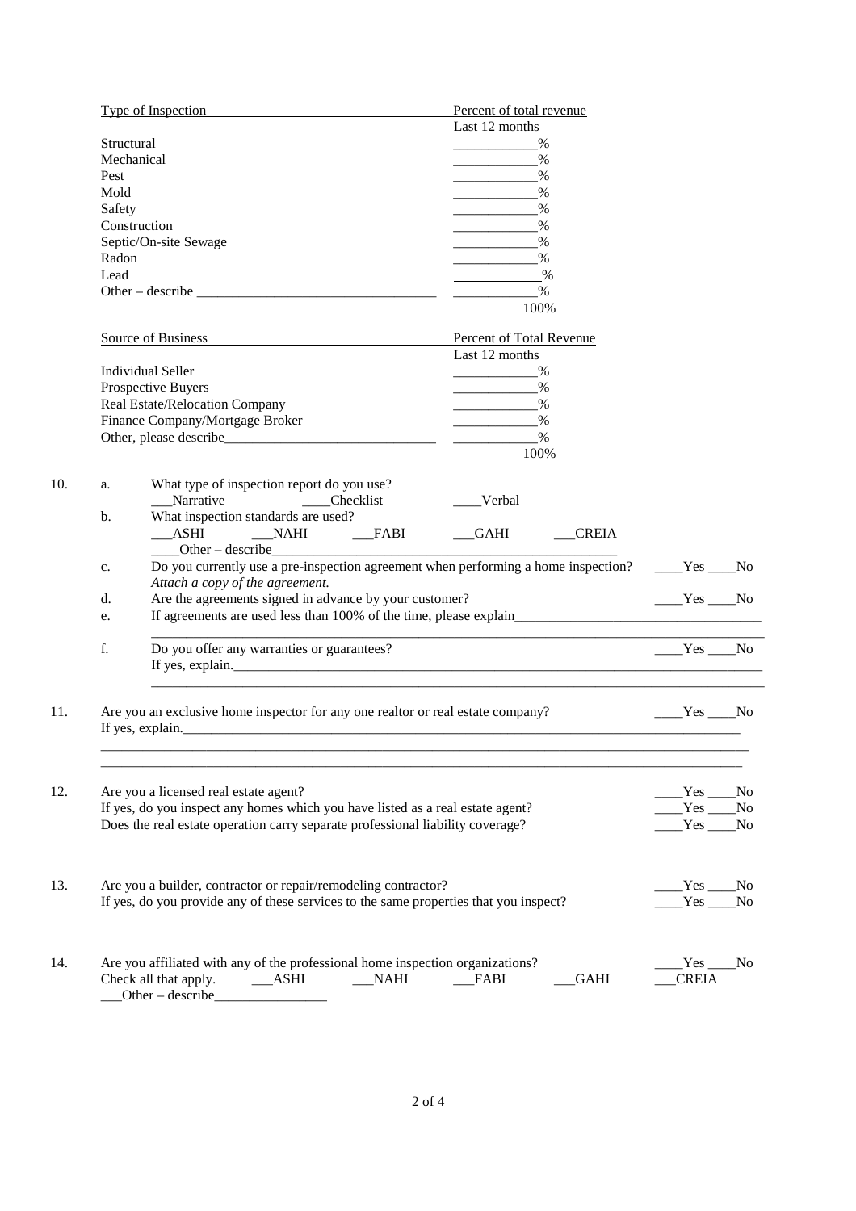| Type of Inspection | Percent of total revenue Last 12 months |
|---|---|
| Structural | ____________% |
| Mechanical | ____________% |
| Pest | ____________% |
| Mold | ____________% |
| Safety | ____________% |
| Construction | ____________% |
| Septic/On-site Sewage | ____________% |
| Radon | ____________% |
| Lead | ____________% |
| Other – describe ________________________________ | ____________% |
| | 100% |

| Source of Business | Percent of Total Revenue Last 12 months |
|---|---|
| Individual Seller | ____________% |
| Prospective Buyers | ____________% |
| Real Estate/Relocation Company | ____________% |
| Finance Company/Mortgage Broker | ____________% |
| Other, please describe____________________________ | ____________% |
| | 100% |

10. a. What type of inspection report do you use?
    ___Narrative ____Checklist ____Verbal

    b. What inspection standards are used?
    ___ASHI ___NAHI ___FABI ___GAHI ___CREIA
    ____Other – describe_______________________________________________

    c. Do you currently use a pre-inspection agreement when performing a home inspection? ____Yes ____No
    *Attach a copy of the agreement.*

    d. Are the agreements signed in advance by your customer? ____Yes ____No

    e. If agreements are used less than 100% of the time, please explain___________________________________
    _____________________________________________________________________________________

    f. Do you offer any warranties or guarantees? ____Yes ____No
    If yes, explain.___________________________________________________________________________
    _____________________________________________________________________________________

11. Are you an exclusive home inspector for any one realtor or real estate company? ____Yes ____No
    If yes, explain.___________________________________________________________________________
    _____________________________________________________________________________________
    _____________________________________________________________________________________

12. Are you a licensed real estate agent? ____Yes ____No
    If yes, do you inspect any homes which you have listed as a real estate agent? ____Yes ____No
    Does the real estate operation carry separate professional liability coverage? ____Yes ____No

13. Are you a builder, contractor or repair/remodeling contractor? ____Yes ____No
    If yes, do you provide any of these services to the same properties that you inspect? ____Yes ____No

14. Are you affiliated with any of the professional home inspection organizations? ____Yes ____No
    Check all that apply. ___ASHI ___NAHI ___FABI ___GAHI ___CREIA
    ___Other – describe________________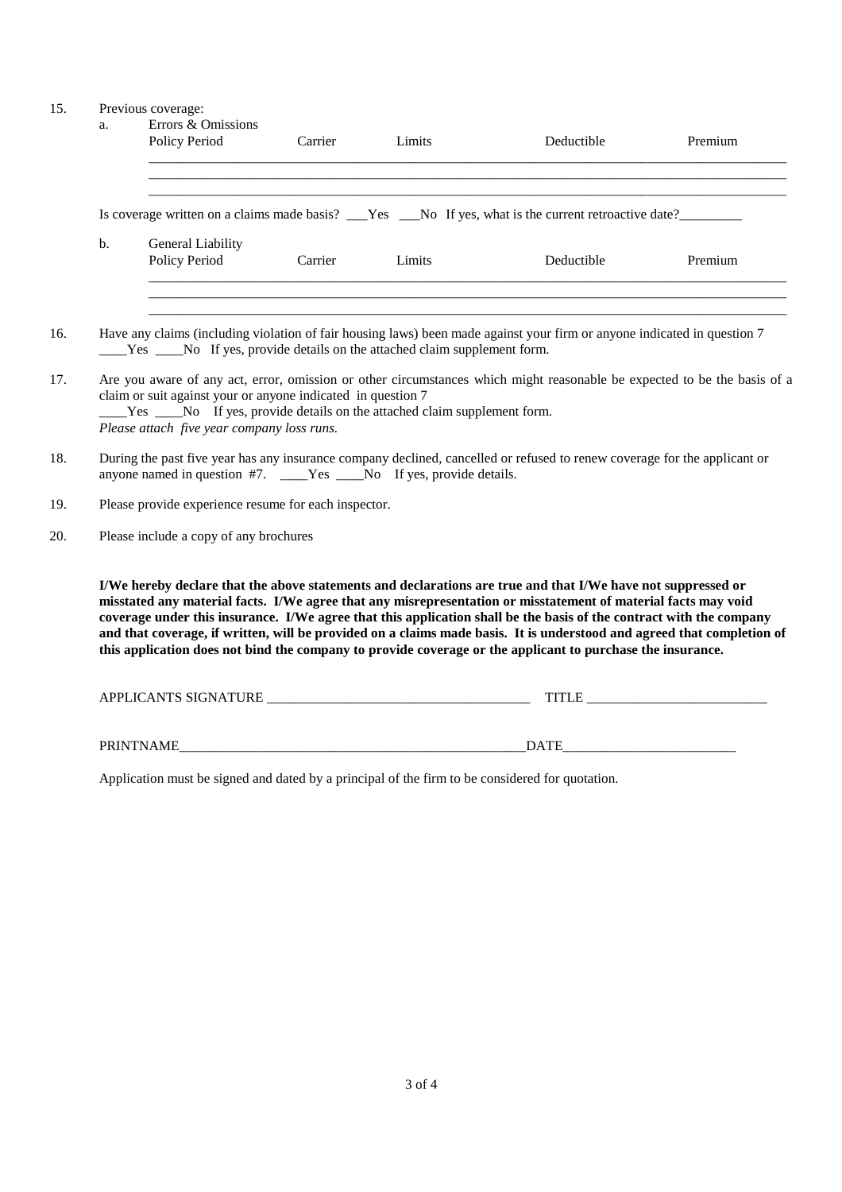15. Previous coverage:

a. Errors & Omissions

| Policy Period | Carrier | Limits | Deductible | Premium |
|---|---|---|---|---|
| | | | | |
| | | | | |
| | | | | |

Is coverage written on a claims made basis? ___Yes ___No If yes, what is the current retroactive date?_________

b. General Liability

| Policy Period | Carrier | Limits | Deductible | Premium |
|---|---|---|---|---|
| | | | | |
| | | | | |
| | | | | |

16. Have any claims (including violation of fair housing laws) been made against your firm or anyone indicated in question 7 ____Yes ____No If yes, provide details on the attached claim supplement form.

17. Are you aware of any act, error, omission or other circumstances which might reasonable be expected to be the basis of a claim or suit against your or anyone indicated in question 7
____Yes ____No If yes, provide details on the attached claim supplement form.
*Please attach five year company loss runs.*

18. During the past five year has any insurance company declined, cancelled or refused to renew coverage for the applicant or anyone named in question #7. ____Yes ____No If yes, provide details.

19. Please provide experience resume for each inspector.

20. Please include a copy of any brochures

**I/We hereby declare that the above statements and declarations are true and that I/We have not suppressed or misstated any material facts. I/We agree that any misrepresentation or misstatement of material facts may void coverage under this insurance. I/We agree that this application shall be the basis of the contract with the company and that coverage, if written, will be provided on a claims made basis. It is understood and agreed that completion of this application does not bind the company to provide coverage or the applicant to purchase the insurance.**

APPLICANTS SIGNATURE ______________________________________ TITLE __________________________

PRINTNAME____________________________________________________DATE_________________________

Application must be signed and dated by a principal of the firm to be considered for quotation.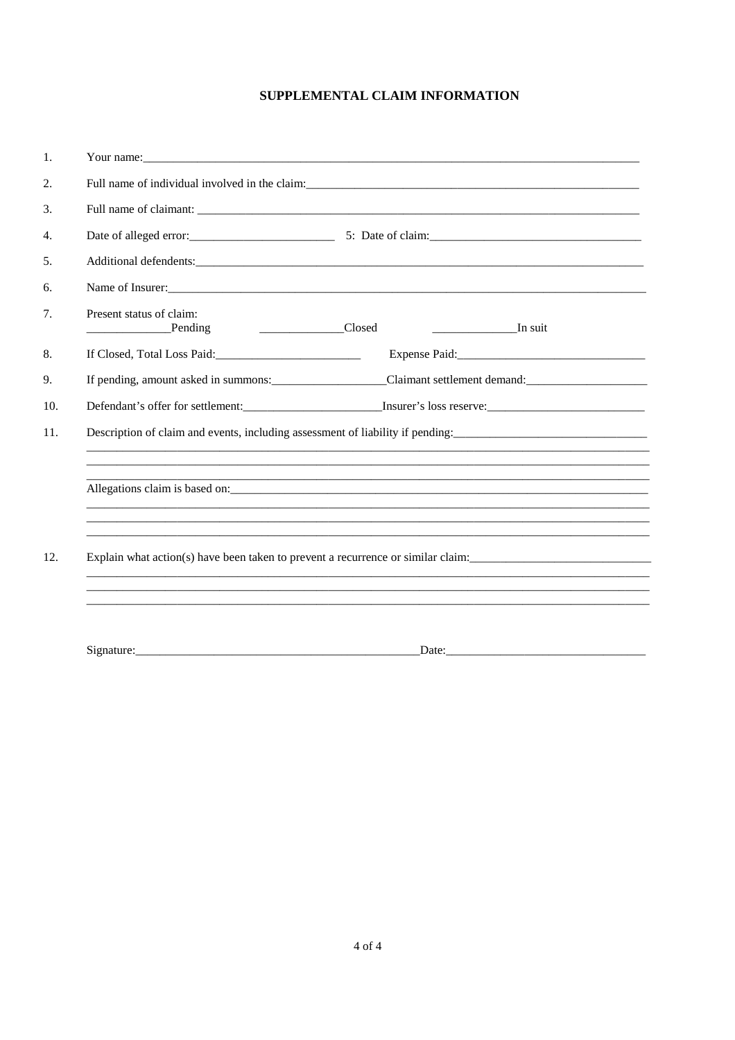# SUPPLEMENTAL CLAIM INFORMATION

1. Your name:______________________________________________________________________________

2. Full name of individual involved in the claim:___________________________________________________

3. Full name of claimant: ___________________________________________________________________

4. Date of alleged error:________________________ 5: Date of claim:___________________________________

5. Additional defendants:____________________________________________________________________

6. Name of Insurer:_________________________________________________________________________

7. Present status of claim:
   ______________Pending ______________Closed ______________In suit

8. If Closed, Total Loss Paid:________________________ Expense Paid:_______________________________

9. If pending, amount asked in summons:___________________Claimant settlement demand:___________________

10. Defendant's offer for settlement:_______________________Insurer's loss reserve:_________________________

11. Description of claim and events, including assessment of liability if pending:______________________________
    ______________________________________________________________________________________________
    ______________________________________________________________________________________________
    ______________________________________________________________________________________________

    Allegations claim is based on:__________________________________________________________________
    ______________________________________________________________________________________________
    ______________________________________________________________________________________________
    ______________________________________________________________________________________________

12. Explain what action(s) have been taken to prevent a recurrence or similar claim:_____________________________
    ______________________________________________________________________________________________
    ______________________________________________________________________________________________
    ______________________________________________________________________________________________

Signature:________________________________________________Date:_________________________________